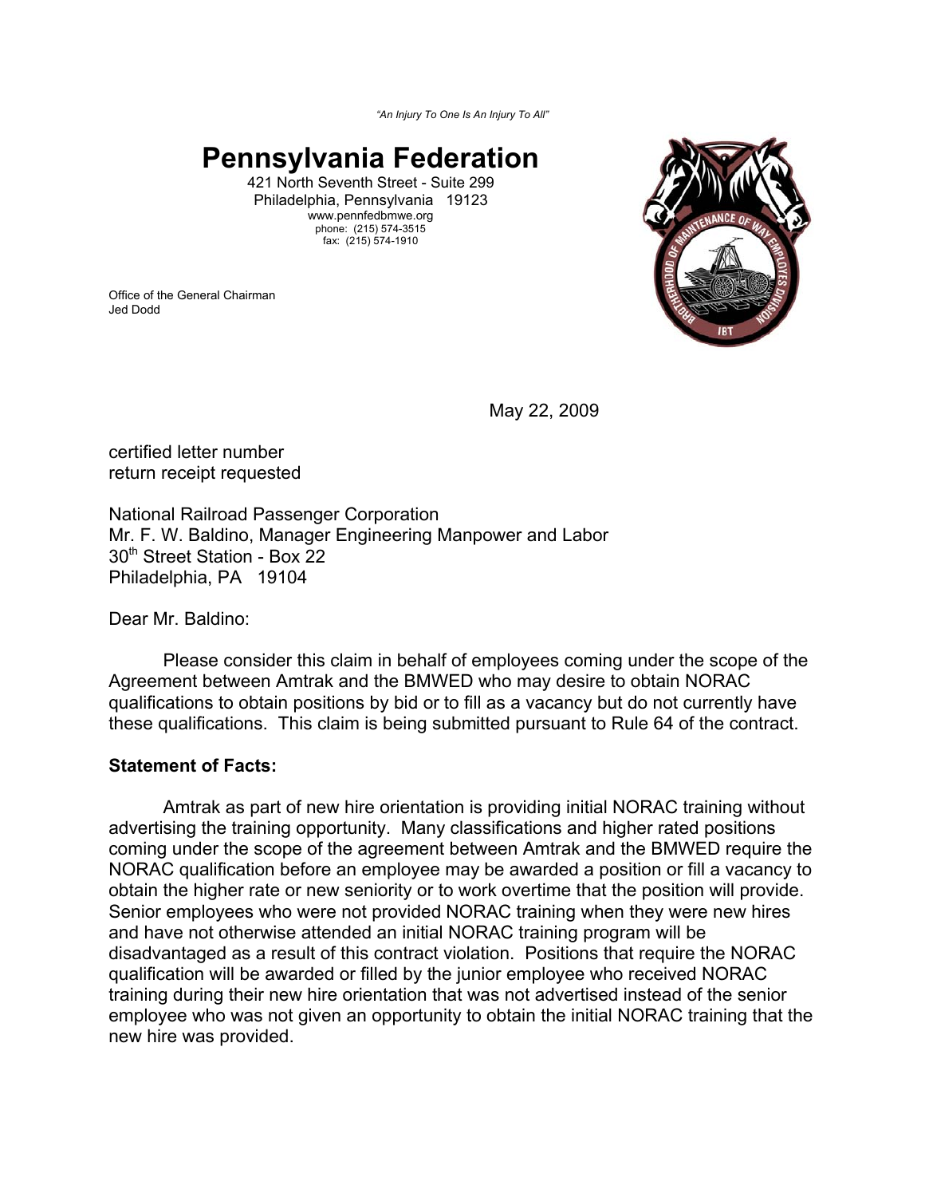*"An Injury To One Is An Injury To All"*

# Pennsylvania Federation

421 North Seventh Street - Suite 299
Philadelphia, Pennsylvania 19123
www.pennfedbmwe.org
phone: (215) 574-3515
fax: (215) 574-1910

Office of the General Chairman
Jed Dodd

May 22, 2009

certified letter number
return receipt requested

National Railroad Passenger Corporation
Mr. F. W. Baldino, Manager Engineering Manpower and Labor
30th Street Station - Box 22
Philadelphia, PA 19104

Dear Mr. Baldino:

Please consider this claim in behalf of employees coming under the scope of the Agreement between Amtrak and the BMWED who may desire to obtain NORAC qualifications to obtain positions by bid or to fill as a vacancy but do not currently have these qualifications. This claim is being submitted pursuant to Rule 64 of the contract.

**Statement of Facts:**

Amtrak as part of new hire orientation is providing initial NORAC training without advertising the training opportunity. Many classifications and higher rated positions coming under the scope of the agreement between Amtrak and the BMWED require the NORAC qualification before an employee may be awarded a position or fill a vacancy to obtain the higher rate or new seniority or to work overtime that the position will provide. Senior employees who were not provided NORAC training when they were new hires and have not otherwise attended an initial NORAC training program will be disadvantaged as a result of this contract violation. Positions that require the NORAC qualification will be awarded or filled by the junior employee who received NORAC training during their new hire orientation that was not advertised instead of the senior employee who was not given an opportunity to obtain the initial NORAC training that the new hire was provided.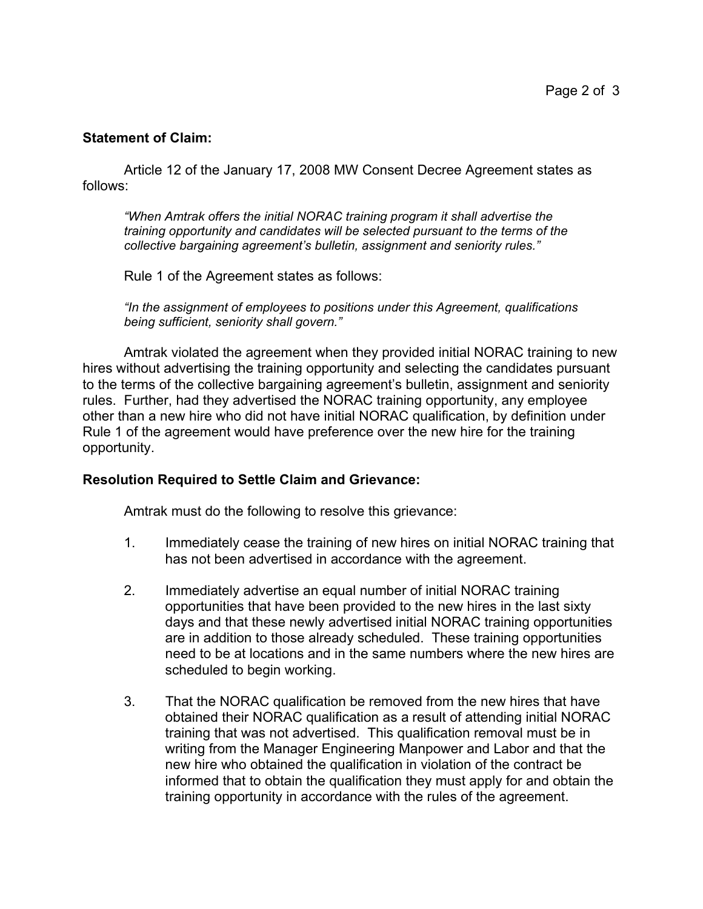**Statement of Claim:**

Article 12 of the January 17, 2008 MW Consent Decree Agreement states as follows:

> *"When Amtrak offers the initial NORAC training program it shall advertise the training opportunity and candidates will be selected pursuant to the terms of the collective bargaining agreement's bulletin, assignment and seniority rules."*

Rule 1 of the Agreement states as follows:

> *"In the assignment of employees to positions under this Agreement, qualifications being sufficient, seniority shall govern."*

Amtrak violated the agreement when they provided initial NORAC training to new hires without advertising the training opportunity and selecting the candidates pursuant to the terms of the collective bargaining agreement's bulletin, assignment and seniority rules. Further, had they advertised the NORAC training opportunity, any employee other than a new hire who did not have initial NORAC qualification, by definition under Rule 1 of the agreement would have preference over the new hire for the training opportunity.

**Resolution Required to Settle Claim and Grievance:**

Amtrak must do the following to resolve this grievance:

1. Immediately cease the training of new hires on initial NORAC training that has not been advertised in accordance with the agreement.

2. Immediately advertise an equal number of initial NORAC training opportunities that have been provided to the new hires in the last sixty days and that these newly advertised initial NORAC training opportunities are in addition to those already scheduled. These training opportunities need to be at locations and in the same numbers where the new hires are scheduled to begin working.

3. That the NORAC qualification be removed from the new hires that have obtained their NORAC qualification as a result of attending initial NORAC training that was not advertised. This qualification removal must be in writing from the Manager Engineering Manpower and Labor and that the new hire who obtained the qualification in violation of the contract be informed that to obtain the qualification they must apply for and obtain the training opportunity in accordance with the rules of the agreement.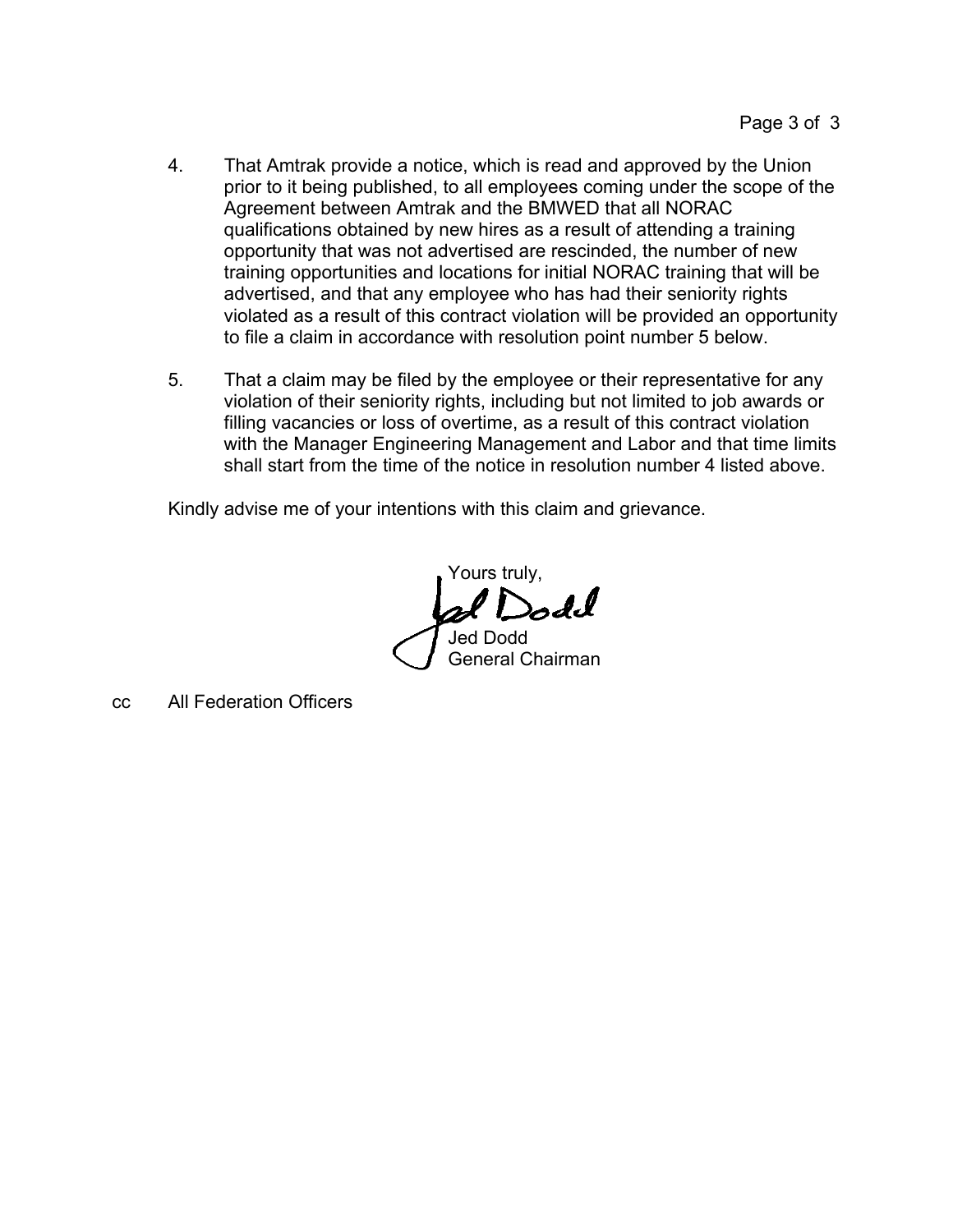4. That Amtrak provide a notice, which is read and approved by the Union prior to it being published, to all employees coming under the scope of the Agreement between Amtrak and the BMWED that all NORAC qualifications obtained by new hires as a result of attending a training opportunity that was not advertised are rescinded, the number of new training opportunities and locations for initial NORAC training that will be advertised, and that any employee who has had their seniority rights violated as a result of this contract violation will be provided an opportunity to file a claim in accordance with resolution point number 5 below.

5. That a claim may be filed by the employee or their representative for any violation of their seniority rights, including but not limited to job awards or filling vacancies or loss of overtime, as a result of this contract violation with the Manager Engineering Management and Labor and that time limits shall start from the time of the notice in resolution number 4 listed above.

Kindly advise me of your intentions with this claim and grievance.

Yours truly,

Jed Dodd
General Chairman

cc All Federation Officers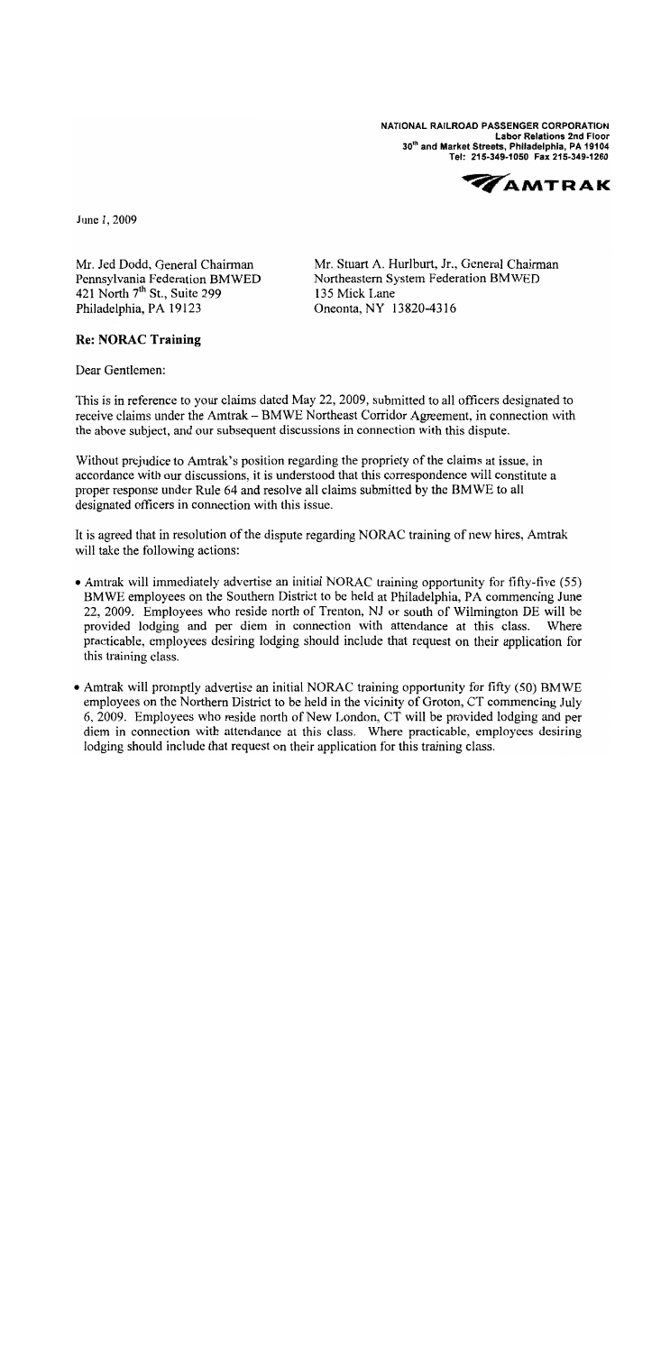NATIONAL RAILROAD PASSENGER CORPORATION
Labor Relations 2nd Floor
30th and Market Streets, Philadelphia, PA 19104
Tel: 215-349-1050 Fax 215-349-1260

AMTRAK

June 1, 2009

Mr. Jed Dodd, General Chairman
Pennsylvania Federation BMWED
421 North 7th St., Suite 299
Philadelphia, PA 19123

Mr. Stuart A. Hurlburt, Jr., General Chairman
Northeastern System Federation BMWED
135 Mick Lane
Oneonta, NY 13820-4316

**Re: NORAC Training**

Dear Gentlemen:

This is in reference to your claims dated May 22, 2009, submitted to all officers designated to receive claims under the Amtrak – BMWE Northeast Corridor Agreement, in connection with the above subject, and our subsequent discussions in connection with this dispute.

Without prejudice to Amtrak's position regarding the propriety of the claims at issue, in accordance with our discussions, it is understood that this correspondence will constitute a proper response under Rule 64 and resolve all claims submitted by the BMWE to all designated officers in connection with this issue.

It is agreed that in resolution of the dispute regarding NORAC training of new hires, Amtrak will take the following actions:

- Amtrak will immediately advertise an initial NORAC training opportunity for fifty-five (55) BMWE employees on the Southern District to be held at Philadelphia, PA commencing June 22, 2009. Employees who reside north of Trenton, NJ or south of Wilmington DE will be provided lodging and per diem in connection with attendance at this class. Where practicable, employees desiring lodging should include that request on their application for this training class.
- Amtrak will promptly advertise an initial NORAC training opportunity for fifty (50) BMWE employees on the Northern District to be held in the vicinity of Groton, CT commencing July 6, 2009. Employees who reside north of New London, CT will be provided lodging and per diem in connection with attendance at this class. Where practicable, employees desiring lodging should include that request on their application for this training class.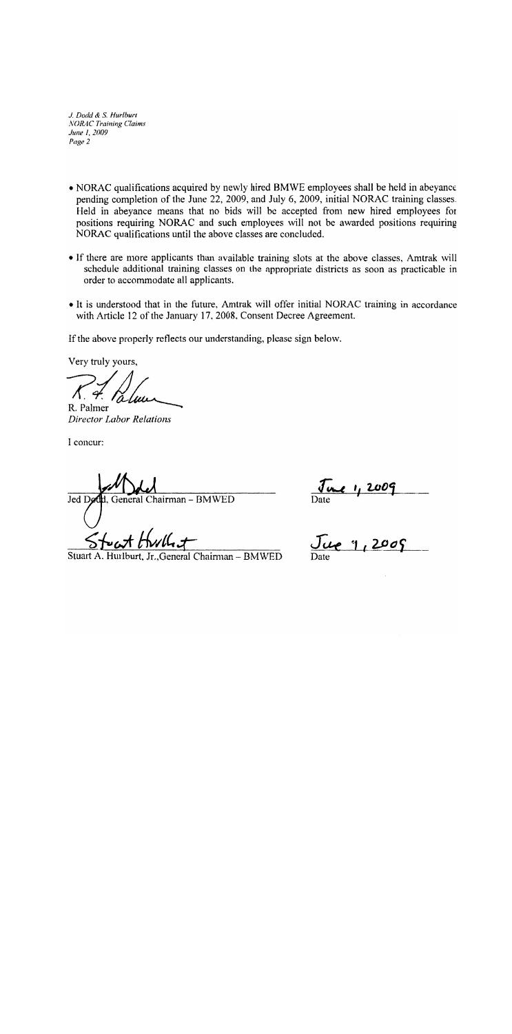- NORAC qualifications acquired by newly hired BMWE employees shall be held in abeyance pending completion of the June 22, 2009, and July 6, 2009, initial NORAC training classes. Held in abeyance means that no bids will be accepted from new hired employees for positions requiring NORAC and such employees will not be awarded positions requiring NORAC qualifications until the above classes are concluded.

- If there are more applicants than available training slots at the above classes, Amtrak will schedule additional training classes on the appropriate districts as soon as practicable in order to accommodate all applicants.

- It is understood that in the future, Amtrak will offer initial NORAC training in accordance with Article 12 of the January 17, 2008, Consent Decree Agreement.

If the above properly reflects our understanding, please sign below.

Very truly yours,

R. Palmer
*Director Labor Relations*

I concur:

Jed Dodd, General Chairman – BMWED — Date: June 1, 2009

Stuart A. Hurlburt, Jr., General Chairman – BMWED — Date: June 1, 2009